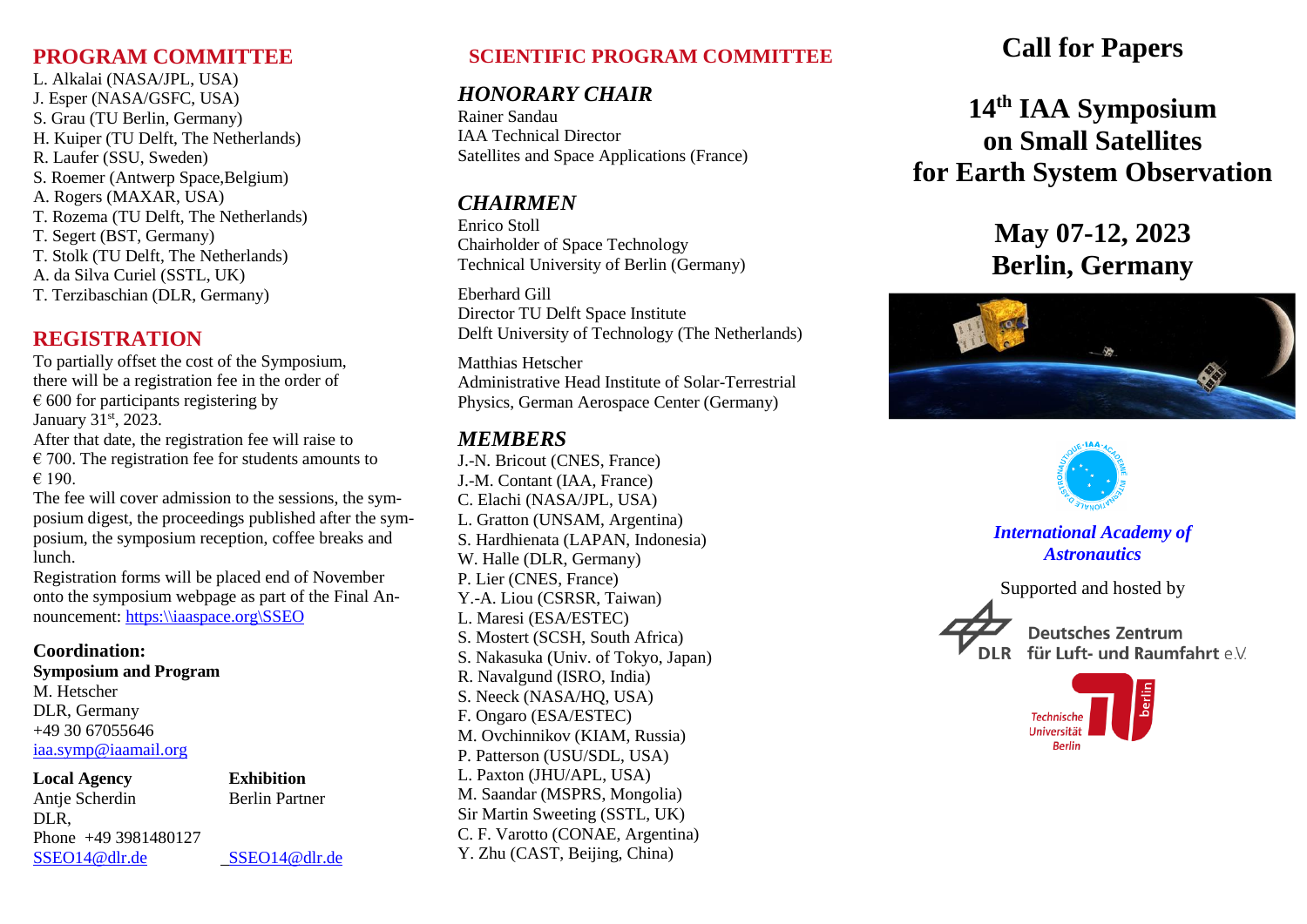## PROGRAM COMMITTEE

L. Alkalai (NASA/JPL, USA)
J. Esper (NASA/GSFC, USA)
S. Grau (TU Berlin, Germany)
H. Kuiper (TU Delft, The Netherlands)
R. Laufer (SSU, Sweden)
S. Roemer (Antwerp Space,Belgium)
A. Rogers (MAXAR, USA)
T. Rozema (TU Delft, The Netherlands)
T. Segert (BST, Germany)
T. Stolk (TU Delft, The Netherlands)
A. da Silva Curiel (SSTL, UK)
T. Terzibaschian (DLR, Germany)

## REGISTRATION

To partially offset the cost of the Symposium, there will be a registration fee in the order of € 600 for participants registering by January 31st, 2023.
After that date, the registration fee will raise to € 700. The registration fee for students amounts to € 190.
The fee will cover admission to the sessions, the symposium digest, the proceedings published after the symposium, the symposium reception, coffee breaks and lunch.
Registration forms will be placed end of November onto the symposium webpage as part of the Final Announcement: https:\\iaaspace.org\SSEO

**Coordination:**
**Symposium and Program**
M. Hetscher
DLR, Germany
+49 30 67055646
iaa.symp@iaamail.org

**Local Agency**
Antje Scherdin
DLR,
Phone +49 3981480127
SSEO14@dlr.de

**Exhibition**
Berlin Partner
SSEO14@dlr.de

## SCIENTIFIC PROGRAM COMMITTEE

### *HONORARY CHAIR*

Rainer Sandau
IAA Technical Director
Satellites and Space Applications (France)

### *CHAIRMEN*

Enrico Stoll
Chairholder of Space Technology
Technical University of Berlin (Germany)

Eberhard Gill
Director TU Delft Space Institute
Delft University of Technology (The Netherlands)

Matthias Hetscher
Administrative Head Institute of Solar-Terrestrial Physics, German Aerospace Center (Germany)

### *MEMBERS*

J.-N. Bricout (CNES, France)
J.-M. Contant (IAA, France)
C. Elachi (NASA/JPL, USA)
L. Gratton (UNSAM, Argentina)
S. Hardhienata (LAPAN, Indonesia)
W. Halle (DLR, Germany)
P. Lier (CNES, France)
Y.-A. Liou (CSRSR, Taiwan)
L. Maresi (ESA/ESTEC)
S. Mostert (SCSH, South Africa)
S. Nakasuka (Univ. of Tokyo, Japan)
R. Navalgund (ISRO, India)
S. Neeck (NASA/HQ, USA)
F. Ongaro (ESA/ESTEC)
M. Ovchinnikov (KIAM, Russia)
P. Patterson (USU/SDL, USA)
L. Paxton (JHU/APL, USA)
M. Saandar (MSPRS, Mongolia)
Sir Martin Sweeting (SSTL, UK)
C. F. Varotto (CONAE, Argentina)
Y. Zhu (CAST, Beijing, China)

# Call for Papers

# 14th IAA Symposium on Small Satellites for Earth System Observation

## May 07-12, 2023
## Berlin, Germany

*International Academy of Astronautics*

Supported and hosted by

Deutsches Zentrum für Luft- und Raumfahrt e.V.

Technische Universität Berlin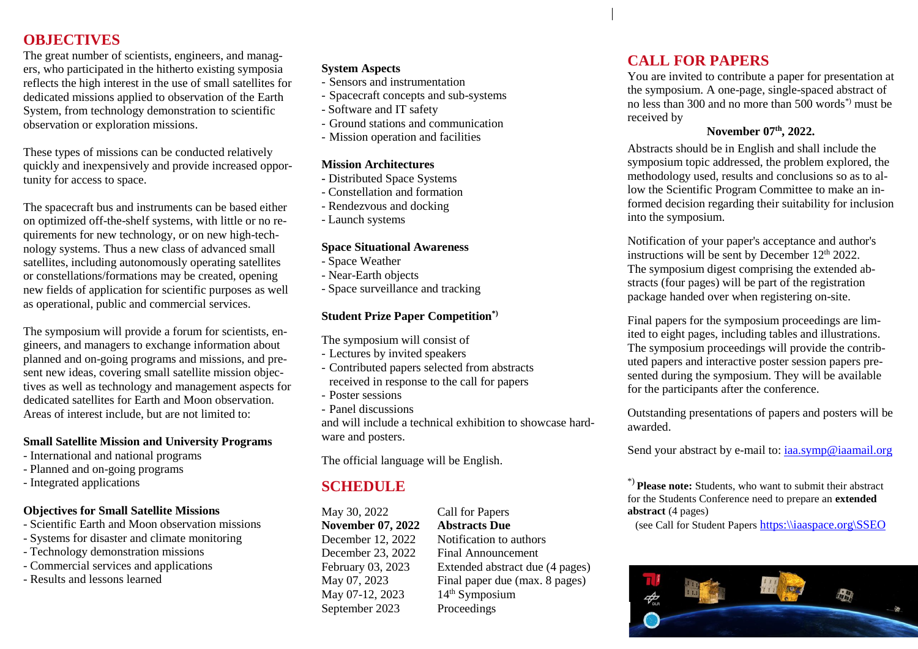## OBJECTIVES

The great number of scientists, engineers, and managers, who participated in the hitherto existing symposia reflects the high interest in the use of small satellites for dedicated missions applied to observation of the Earth System, from technology demonstration to scientific observation or exploration missions.

These types of missions can be conducted relatively quickly and inexpensively and provide increased opportunity for access to space.

The spacecraft bus and instruments can be based either on optimized off-the-shelf systems, with little or no requirements for new technology, or on new high-technology systems. Thus a new class of advanced small satellites, including autonomously operating satellites or constellations/formations may be created, opening new fields of application for scientific purposes as well as operational, public and commercial services.

The symposium will provide a forum for scientists, engineers, and managers to exchange information about planned and on-going programs and missions, and present new ideas, covering small satellite mission objectives as well as technology and management aspects for dedicated satellites for Earth and Moon observation. Areas of interest include, but are not limited to:

**Small Satellite Mission and University Programs**
- International and national programs
- Planned and on-going programs
- Integrated applications

**Objectives for Small Satellite Missions**
- Scientific Earth and Moon observation missions
- Systems for disaster and climate monitoring
- Technology demonstration missions
- Commercial services and applications
- Results and lessons learned

**System Aspects**
- Sensors and instrumentation
- Spacecraft concepts and sub-systems
- Software and IT safety
- Ground stations and communication
- Mission operation and facilities

**Mission Architectures**
- Distributed Space Systems
- Constellation and formation
- Rendezvous and docking
- Launch systems

**Space Situational Awareness**
- Space Weather
- Near-Earth objects
- Space surveillance and tracking

**Student Prize Paper Competition\*)**

The symposium will consist of
- Lectures by invited speakers
- Contributed papers selected from abstracts received in response to the call for papers
- Poster sessions
- Panel discussions

and will include a technical exhibition to showcase hardware and posters.

The official language will be English.

## SCHEDULE

| | |
|---|---|
| May 30, 2022 | Call for Papers |
| **November 07, 2022** | **Abstracts Due** |
| December 12, 2022 | Notification to authors |
| December 23, 2022 | Final Announcement |
| February 03, 2023 | Extended abstract due (4 pages) |
| May 07, 2023 | Final paper due (max. 8 pages) |
| May 07-12, 2023 | 14th Symposium |
| September 2023 | Proceedings |

## CALL FOR PAPERS

You are invited to contribute a paper for presentation at the symposium. A one-page, single-spaced abstract of no less than 300 and no more than 500 words\*) must be received by

**November 07th, 2022.**

Abstracts should be in English and shall include the symposium topic addressed, the problem explored, the methodology used, results and conclusions so as to allow the Scientific Program Committee to make an informed decision regarding their suitability for inclusion into the symposium.

Notification of your paper's acceptance and author's instructions will be sent by December 12th 2022. The symposium digest comprising the extended abstracts (four pages) will be part of the registration package handed over when registering on-site.

Final papers for the symposium proceedings are limited to eight pages, including tables and illustrations. The symposium proceedings will provide the contributed papers and interactive poster session papers presented during the symposium. They will be available for the participants after the conference.

Outstanding presentations of papers and posters will be awarded.

Send your abstract by e-mail to: iaa.symp@iaamail.org

\*) **Please note:** Students, who want to submit their abstract for the Students Conference need to prepare an **extended abstract** (4 pages)
(see Call for Student Papers https:\\iaaspace.org\SSEO